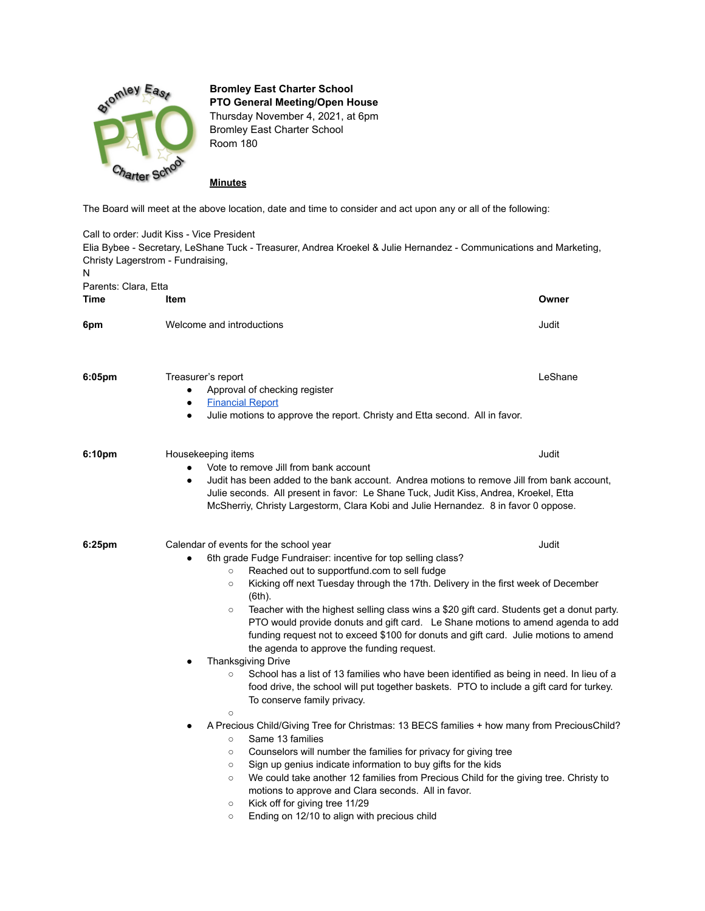**Bromley East Charter School**
**PTO General Meeting/Open House**
Thursday November 4, 2021, at 6pm
Bromley East Charter School
Room 180

**Minutes**

The Board will meet at the above location, date and time to consider and act upon any or all of the following:

Call to order: Judit Kiss - Vice President
Elia Bybee - Secretary, LeShane Tuck - Treasurer, Andrea Kroekel & Julie Hernandez - Communications and Marketing, Christy Lagerstrom - Fundraising,
N
Parents: Clara, Etta

| Time | Item | Owner |
|---|---|---|
| **6pm** | Welcome and introductions | Judit |
| **6:05pm** | Treasurer's report | LeShane |

- Approval of checking register
- Financial Report
- Julie motions to approve the report. Christy and Etta second. All in favor.

| Time | Item | Owner |
|---|---|---|
| **6:10pm** | Housekeeping items | Judit |

- Vote to remove Jill from bank account
- Judit has been added to the bank account. Andrea motions to remove Jill from bank account, Julie seconds. All present in favor: Le Shane Tuck, Judit Kiss, Andrea, Kroekel, Etta McSherriy, Christy Largestorm, Clara Kobi and Julie Hernandez. 8 in favor 0 oppose.

| Time | Item | Owner |
|---|---|---|
| **6:25pm** | Calendar of events for the school year | Judit |

- 6th grade Fudge Fundraiser: incentive for top selling class?
  - Reached out to supportfund.com to sell fudge
  - Kicking off next Tuesday through the 17th. Delivery in the first week of December (6th).
  - Teacher with the highest selling class wins a $20 gift card. Students get a donut party. PTO would provide donuts and gift card. Le Shane motions to amend agenda to add funding request not to exceed $100 for donuts and gift card. Julie motions to amend the agenda to approve the funding request.
- Thanksgiving Drive
  - School has a list of 13 families who have been identified as being in need. In lieu of a food drive, the school will put together baskets. PTO to include a gift card for turkey. To conserve family privacy.
  - 
- A Precious Child/Giving Tree for Christmas: 13 BECS families + how many from PreciousChild?
  - Same 13 families
  - Counselors will number the families for privacy for giving tree
  - Sign up genius indicate information to buy gifts for the kids
  - We could take another 12 families from Precious Child for the giving tree. Christy to motions to approve and Clara seconds. All in favor.
  - Kick off for giving tree 11/29
  - Ending on 12/10 to align with precious child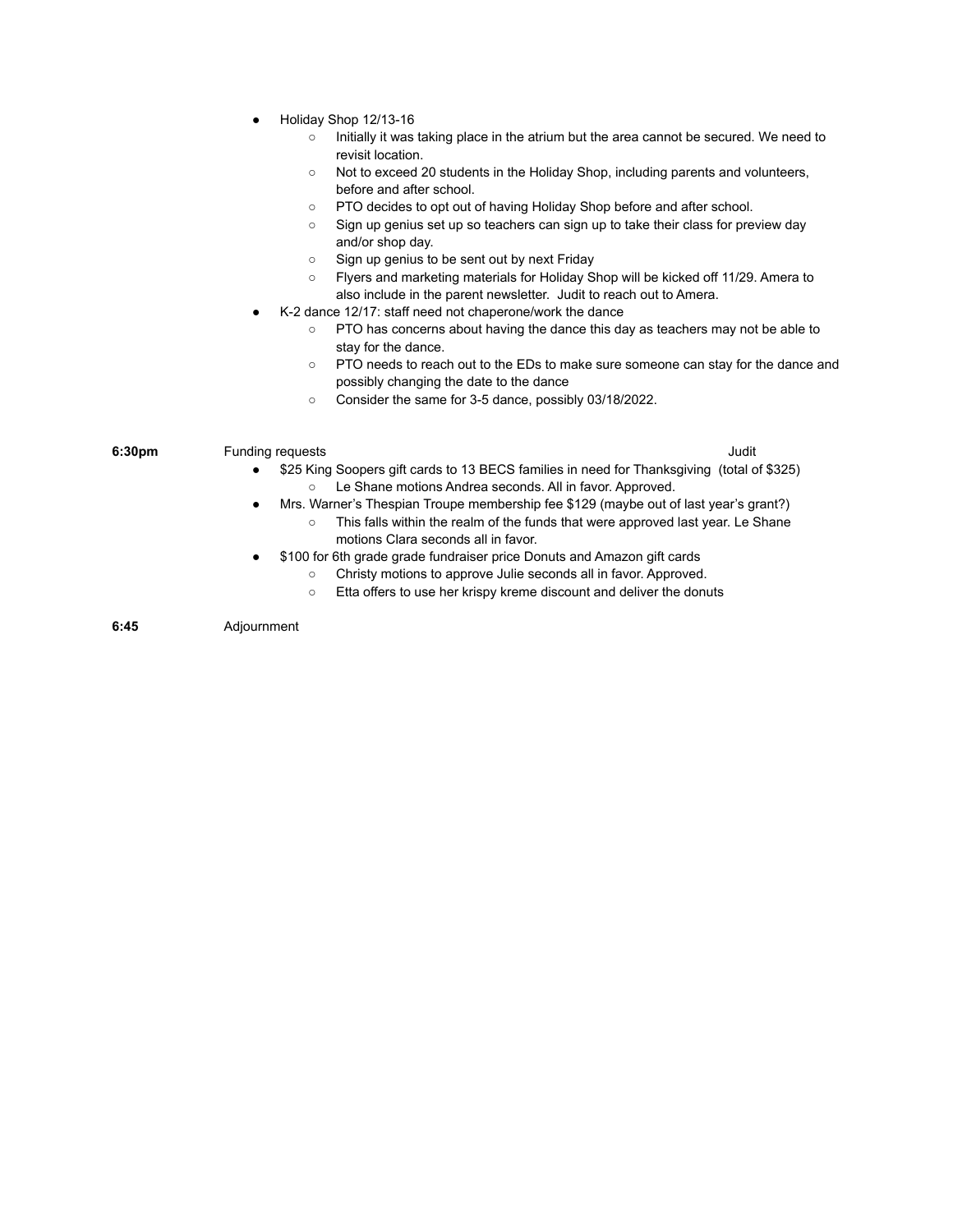- Holiday Shop 12/13-16
  - Initially it was taking place in the atrium but the area cannot be secured. We need to revisit location.
  - Not to exceed 20 students in the Holiday Shop, including parents and volunteers, before and after school.
  - PTO decides to opt out of having Holiday Shop before and after school.
  - Sign up genius set up so teachers can sign up to take their class for preview day and/or shop day.
  - Sign up genius to be sent out by next Friday
  - Flyers and marketing materials for Holiday Shop will be kicked off 11/29. Amera to also include in the parent newsletter. Judit to reach out to Amera.
- K-2 dance 12/17: staff need not chaperone/work the dance
  - PTO has concerns about having the dance this day as teachers may not be able to stay for the dance.
  - PTO needs to reach out to the EDs to make sure someone can stay for the dance and possibly changing the date to the dance
  - Consider the same for 3-5 dance, possibly 03/18/2022.

**6:30pm** Funding requests — Judit

- $25 King Soopers gift cards to 13 BECS families in need for Thanksgiving (total of $325)
  - Le Shane motions Andrea seconds. All in favor. Approved.
- Mrs. Warner's Thespian Troupe membership fee $129 (maybe out of last year's grant?)
  - This falls within the realm of the funds that were approved last year. Le Shane motions Clara seconds all in favor.
- $100 for 6th grade grade fundraiser price Donuts and Amazon gift cards
  - Christy motions to approve Julie seconds all in favor. Approved.
  - Etta offers to use her krispy kreme discount and deliver the donuts

**6:45** Adjournment